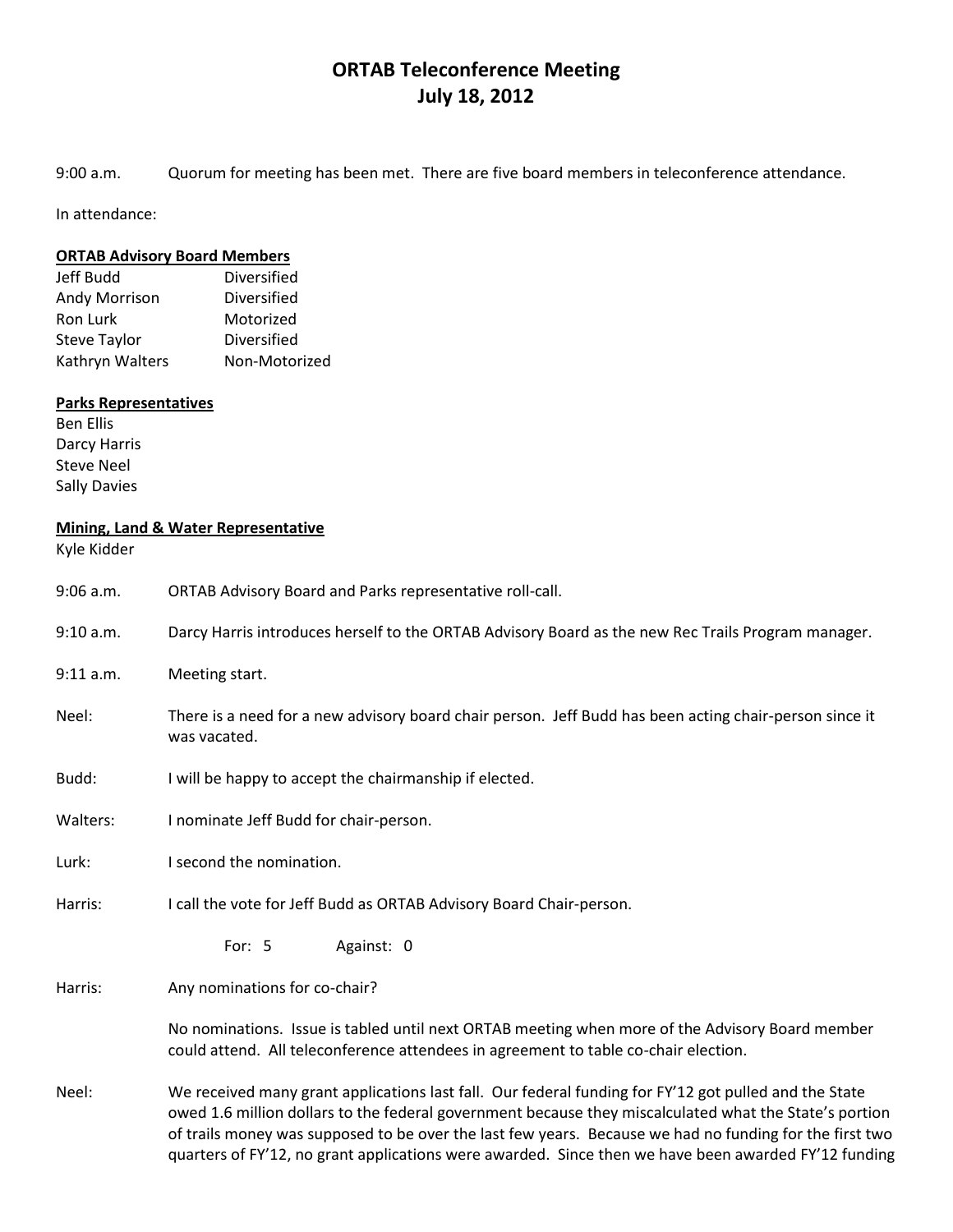# ORTAB Teleconference Meeting
# July 18, 2012

9:00 a.m. Quorum for meeting has been met. There are five board members in teleconference attendance.

In attendance:

**ORTAB Advisory Board Members**

| | |
|---|---|
| Jeff Budd | Diversified |
| Andy Morrison | Diversified |
| Ron Lurk | Motorized |
| Steve Taylor | Diversified |
| Kathryn Walters | Non-Motorized |

**Parks Representatives**

Ben Ellis
Darcy Harris
Steve Neel
Sally Davies

**Mining, Land & Water Representative**

Kyle Kidder

9:06 a.m. ORTAB Advisory Board and Parks representative roll-call.

9:10 a.m. Darcy Harris introduces herself to the ORTAB Advisory Board as the new Rec Trails Program manager.

9:11 a.m. Meeting start.

Neel: There is a need for a new advisory board chair person. Jeff Budd has been acting chair-person since it was vacated.

Budd: I will be happy to accept the chairmanship if elected.

Walters: I nominate Jeff Budd for chair-person.

Lurk: I second the nomination.

Harris: I call the vote for Jeff Budd as ORTAB Advisory Board Chair-person.

For: 5 Against: 0

Harris: Any nominations for co-chair?

No nominations. Issue is tabled until next ORTAB meeting when more of the Advisory Board member could attend. All teleconference attendees in agreement to table co-chair election.

Neel: We received many grant applications last fall. Our federal funding for FY'12 got pulled and the State owed 1.6 million dollars to the federal government because they miscalculated what the State's portion of trails money was supposed to be over the last few years. Because we had no funding for the first two quarters of FY'12, no grant applications were awarded. Since then we have been awarded FY'12 funding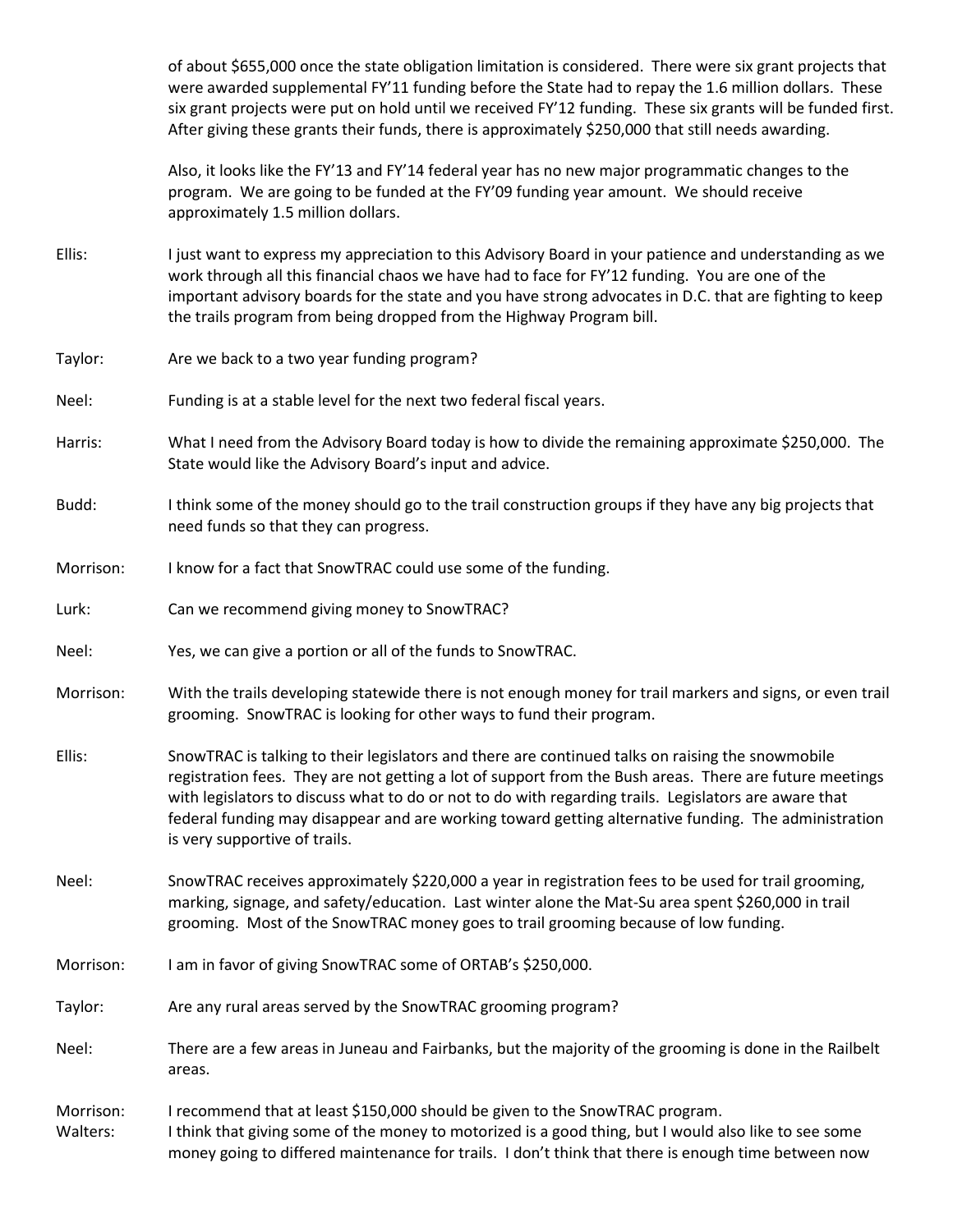of about $655,000 once the state obligation limitation is considered. There were six grant projects that were awarded supplemental FY'11 funding before the State had to repay the 1.6 million dollars. These six grant projects were put on hold until we received FY'12 funding. These six grants will be funded first. After giving these grants their funds, there is approximately $250,000 that still needs awarding.

Also, it looks like the FY'13 and FY'14 federal year has no new major programmatic changes to the program. We are going to be funded at the FY'09 funding year amount. We should receive approximately 1.5 million dollars.

Ellis: I just want to express my appreciation to this Advisory Board in your patience and understanding as we work through all this financial chaos we have had to face for FY'12 funding. You are one of the important advisory boards for the state and you have strong advocates in D.C. that are fighting to keep the trails program from being dropped from the Highway Program bill.

Taylor: Are we back to a two year funding program?

Neel: Funding is at a stable level for the next two federal fiscal years.

Harris: What I need from the Advisory Board today is how to divide the remaining approximate $250,000. The State would like the Advisory Board's input and advice.

Budd: I think some of the money should go to the trail construction groups if they have any big projects that need funds so that they can progress.

Morrison: I know for a fact that SnowTRAC could use some of the funding.

Lurk: Can we recommend giving money to SnowTRAC?

Neel: Yes, we can give a portion or all of the funds to SnowTRAC.

Morrison: With the trails developing statewide there is not enough money for trail markers and signs, or even trail grooming. SnowTRAC is looking for other ways to fund their program.

Ellis: SnowTRAC is talking to their legislators and there are continued talks on raising the snowmobile registration fees. They are not getting a lot of support from the Bush areas. There are future meetings with legislators to discuss what to do or not to do with regarding trails. Legislators are aware that federal funding may disappear and are working toward getting alternative funding. The administration is very supportive of trails.

Neel: SnowTRAC receives approximately $220,000 a year in registration fees to be used for trail grooming, marking, signage, and safety/education. Last winter alone the Mat-Su area spent $260,000 in trail grooming. Most of the SnowTRAC money goes to trail grooming because of low funding.

Morrison: I am in favor of giving SnowTRAC some of ORTAB's $250,000.

Taylor: Are any rural areas served by the SnowTRAC grooming program?

Neel: There are a few areas in Juneau and Fairbanks, but the majority of the grooming is done in the Railbelt areas.

Morrison: I recommend that at least $150,000 should be given to the SnowTRAC program.

Walters: I think that giving some of the money to motorized is a good thing, but I would also like to see some money going to differed maintenance for trails. I don't think that there is enough time between now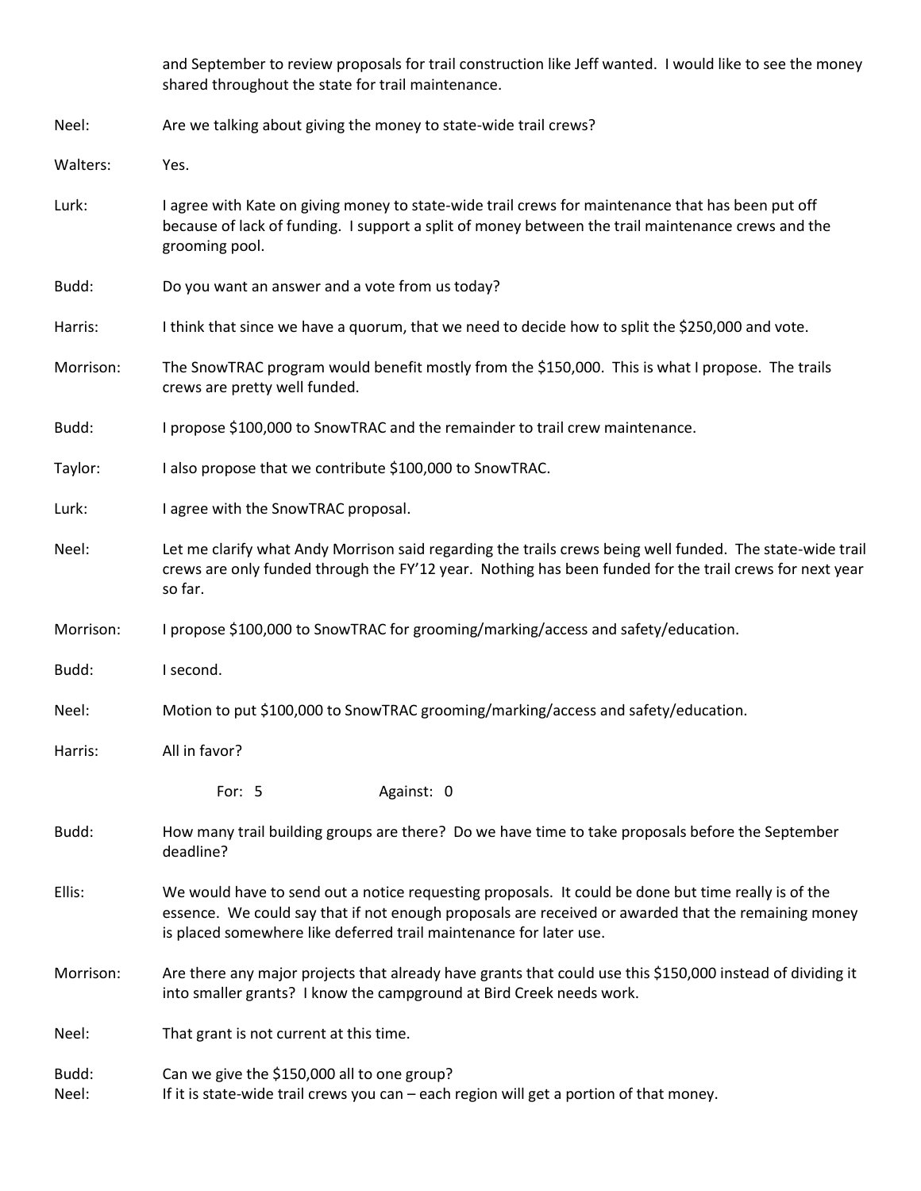and September to review proposals for trail construction like Jeff wanted. I would like to see the money shared throughout the state for trail maintenance.

**Neel:** Are we talking about giving the money to state-wide trail crews?

**Walters:** Yes.

**Lurk:** I agree with Kate on giving money to state-wide trail crews for maintenance that has been put off because of lack of funding. I support a split of money between the trail maintenance crews and the grooming pool.

**Budd:** Do you want an answer and a vote from us today?

**Harris:** I think that since we have a quorum, that we need to decide how to split the $250,000 and vote.

**Morrison:** The SnowTRAC program would benefit mostly from the $150,000. This is what I propose. The trails crews are pretty well funded.

**Budd:** I propose $100,000 to SnowTRAC and the remainder to trail crew maintenance.

**Taylor:** I also propose that we contribute $100,000 to SnowTRAC.

**Lurk:** I agree with the SnowTRAC proposal.

**Neel:** Let me clarify what Andy Morrison said regarding the trails crews being well funded. The state-wide trail crews are only funded through the FY'12 year. Nothing has been funded for the trail crews for next year so far.

**Morrison:** I propose $100,000 to SnowTRAC for grooming/marking/access and safety/education.

**Budd:** I second.

**Neel:** Motion to put $100,000 to SnowTRAC grooming/marking/access and safety/education.

**Harris:** All in favor?

For: 5 Against: 0

**Budd:** How many trail building groups are there? Do we have time to take proposals before the September deadline?

**Ellis:** We would have to send out a notice requesting proposals. It could be done but time really is of the essence. We could say that if not enough proposals are received or awarded that the remaining money is placed somewhere like deferred trail maintenance for later use.

**Morrison:** Are there any major projects that already have grants that could use this $150,000 instead of dividing it into smaller grants? I know the campground at Bird Creek needs work.

**Neel:** That grant is not current at this time.

**Budd:** Can we give the $150,000 all to one group?

**Neel:** If it is state-wide trail crews you can – each region will get a portion of that money.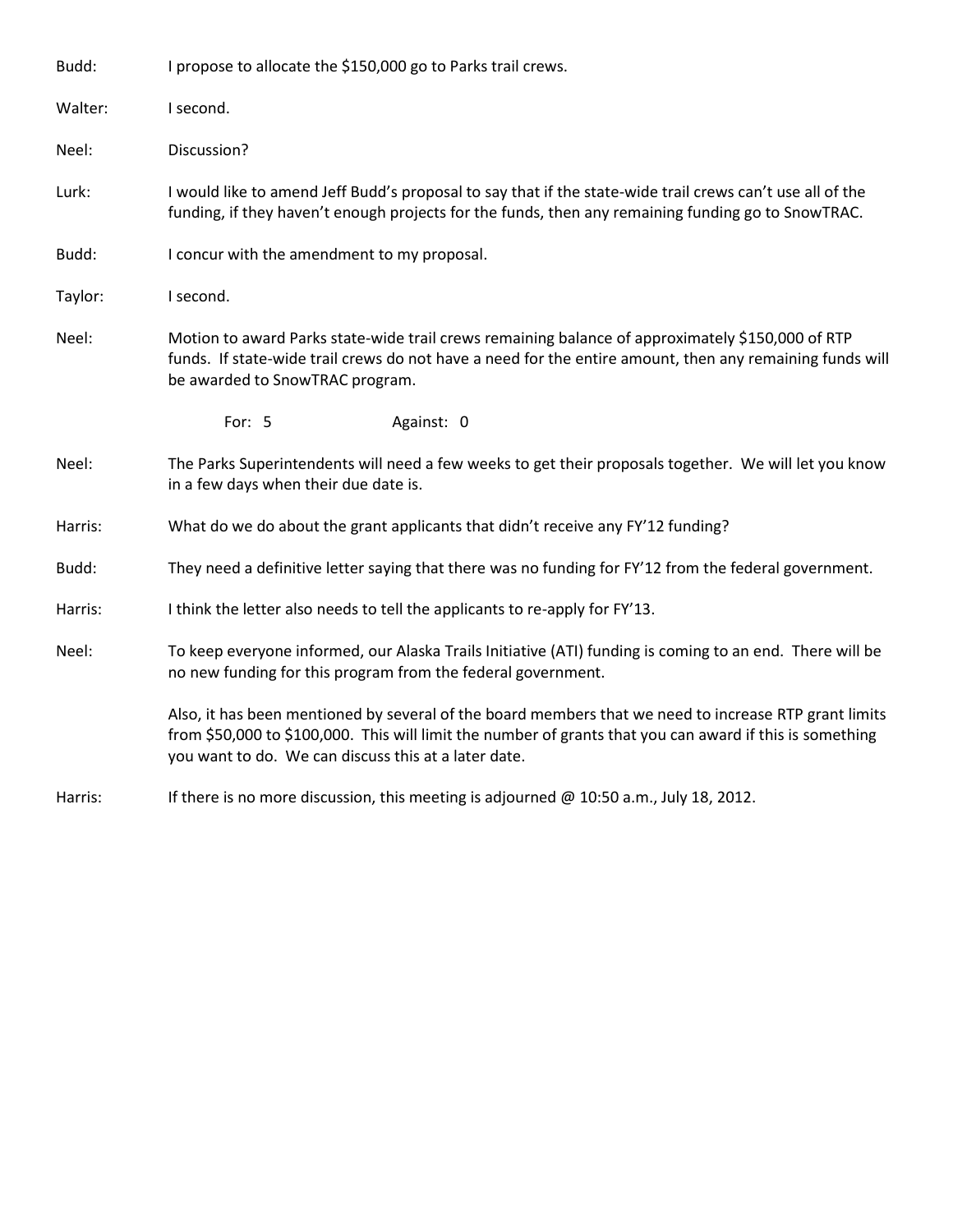Budd: I propose to allocate the $150,000 go to Parks trail crews.

Walter: I second.

Neel: Discussion?

Lurk: I would like to amend Jeff Budd's proposal to say that if the state-wide trail crews can't use all of the funding, if they haven't enough projects for the funds, then any remaining funding go to SnowTRAC.

Budd: I concur with the amendment to my proposal.

Taylor: I second.

Neel: Motion to award Parks state-wide trail crews remaining balance of approximately $150,000 of RTP funds. If state-wide trail crews do not have a need for the entire amount, then any remaining funds will be awarded to SnowTRAC program.

For: 5 Against: 0

Neel: The Parks Superintendents will need a few weeks to get their proposals together. We will let you know in a few days when their due date is.

Harris: What do we do about the grant applicants that didn't receive any FY'12 funding?

Budd: They need a definitive letter saying that there was no funding for FY'12 from the federal government.

Harris: I think the letter also needs to tell the applicants to re-apply for FY'13.

Neel: To keep everyone informed, our Alaska Trails Initiative (ATI) funding is coming to an end. There will be no new funding for this program from the federal government.

Also, it has been mentioned by several of the board members that we need to increase RTP grant limits from $50,000 to $100,000. This will limit the number of grants that you can award if this is something you want to do. We can discuss this at a later date.

Harris: If there is no more discussion, this meeting is adjourned @ 10:50 a.m., July 18, 2012.